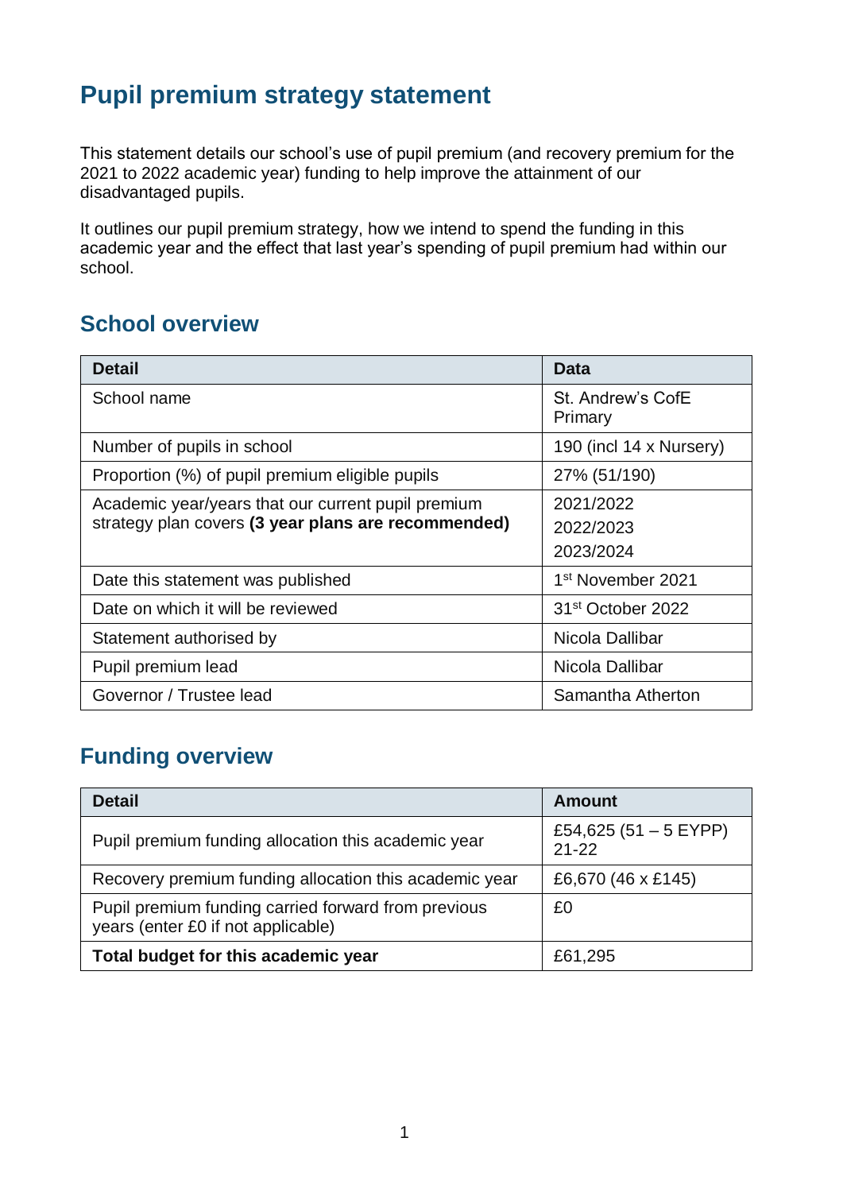# Pupil premium strategy statement

This statement details our school's use of pupil premium (and recovery premium for the 2021 to 2022 academic year) funding to help improve the attainment of our disadvantaged pupils.

It outlines our pupil premium strategy, how we intend to spend the funding in this academic year and the effect that last year's spending of pupil premium had within our school.

## School overview

| Detail | Data |
| --- | --- |
| School name | St. Andrew's CofE Primary |
| Number of pupils in school | 190 (incl 14 x Nursery) |
| Proportion (%) of pupil premium eligible pupils | 27% (51/190) |
| Academic year/years that our current pupil premium strategy plan covers **(3 year plans are recommended)** | 2021/2022<br>2022/2023<br>2023/2024 |
| Date this statement was published | 1st November 2021 |
| Date on which it will be reviewed | 31st October 2022 |
| Statement authorised by | Nicola Dallibar |
| Pupil premium lead | Nicola Dallibar |
| Governor / Trustee lead | Samantha Atherton |

## Funding overview

| Detail | Amount |
| --- | --- |
| Pupil premium funding allocation this academic year | £54,625 (51 – 5 EYPP) 21-22 |
| Recovery premium funding allocation this academic year | £6,670 (46 x £145) |
| Pupil premium funding carried forward from previous years (enter £0 if not applicable) | £0 |
| **Total budget for this academic year** | £61,295 |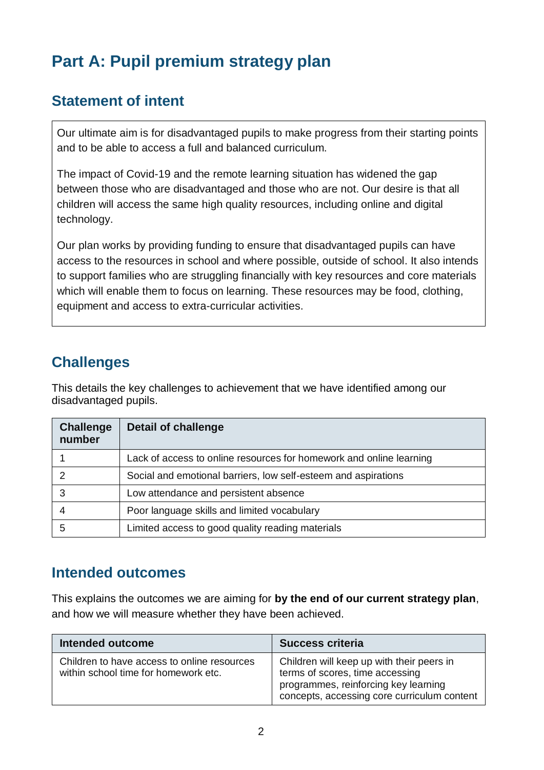# Part A: Pupil premium strategy plan

## Statement of intent

Our ultimate aim is for disadvantaged pupils to make progress from their starting points and to be able to access a full and balanced curriculum.

The impact of Covid-19 and the remote learning situation has widened the gap between those who are disadvantaged and those who are not. Our desire is that all children will access the same high quality resources, including online and digital technology.

Our plan works by providing funding to ensure that disadvantaged pupils can have access to the resources in school and where possible, outside of school. It also intends to support families who are struggling financially with key resources and core materials which will enable them to focus on learning. These resources may be food, clothing, equipment and access to extra-curricular activities.

## Challenges

This details the key challenges to achievement that we have identified among our disadvantaged pupils.

| Challenge number | Detail of challenge |
| --- | --- |
| 1 | Lack of access to online resources for homework and online learning |
| 2 | Social and emotional barriers, low self-esteem and aspirations |
| 3 | Low attendance and persistent absence |
| 4 | Poor language skills and limited vocabulary |
| 5 | Limited access to good quality reading materials |

## Intended outcomes

This explains the outcomes we are aiming for **by the end of our current strategy plan**, and how we will measure whether they have been achieved.

| Intended outcome | Success criteria |
| --- | --- |
| Children to have access to online resources within school time for homework etc. | Children will keep up with their peers in terms of scores, time accessing programmes, reinforcing key learning concepts, accessing core curriculum content |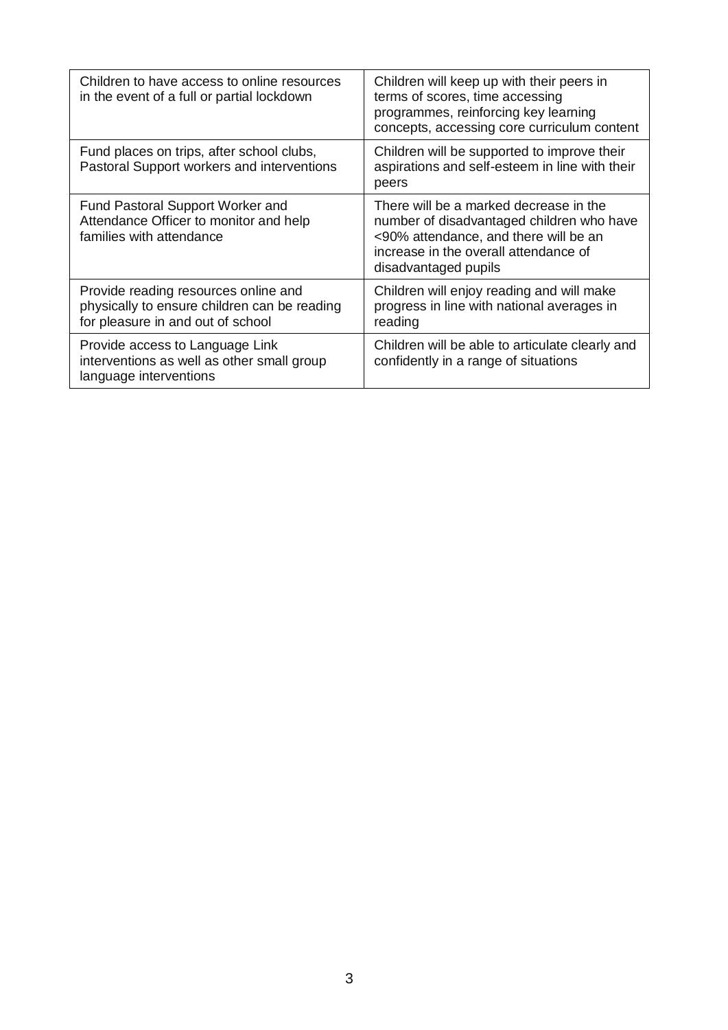| | |
|---|---|
| Children to have access to online resources in the event of a full or partial lockdown | Children will keep up with their peers in terms of scores, time accessing programmes, reinforcing key learning concepts, accessing core curriculum content |
| Fund places on trips, after school clubs, Pastoral Support workers and interventions | Children will be supported to improve their aspirations and self-esteem in line with their peers |
| Fund Pastoral Support Worker and Attendance Officer to monitor and help families with attendance | There will be a marked decrease in the number of disadvantaged children who have <90% attendance, and there will be an increase in the overall attendance of disadvantaged pupils |
| Provide reading resources online and physically to ensure children can be reading for pleasure in and out of school | Children will enjoy reading and will make progress in line with national averages in reading |
| Provide access to Language Link interventions as well as other small group language interventions | Children will be able to articulate clearly and confidently in a range of situations |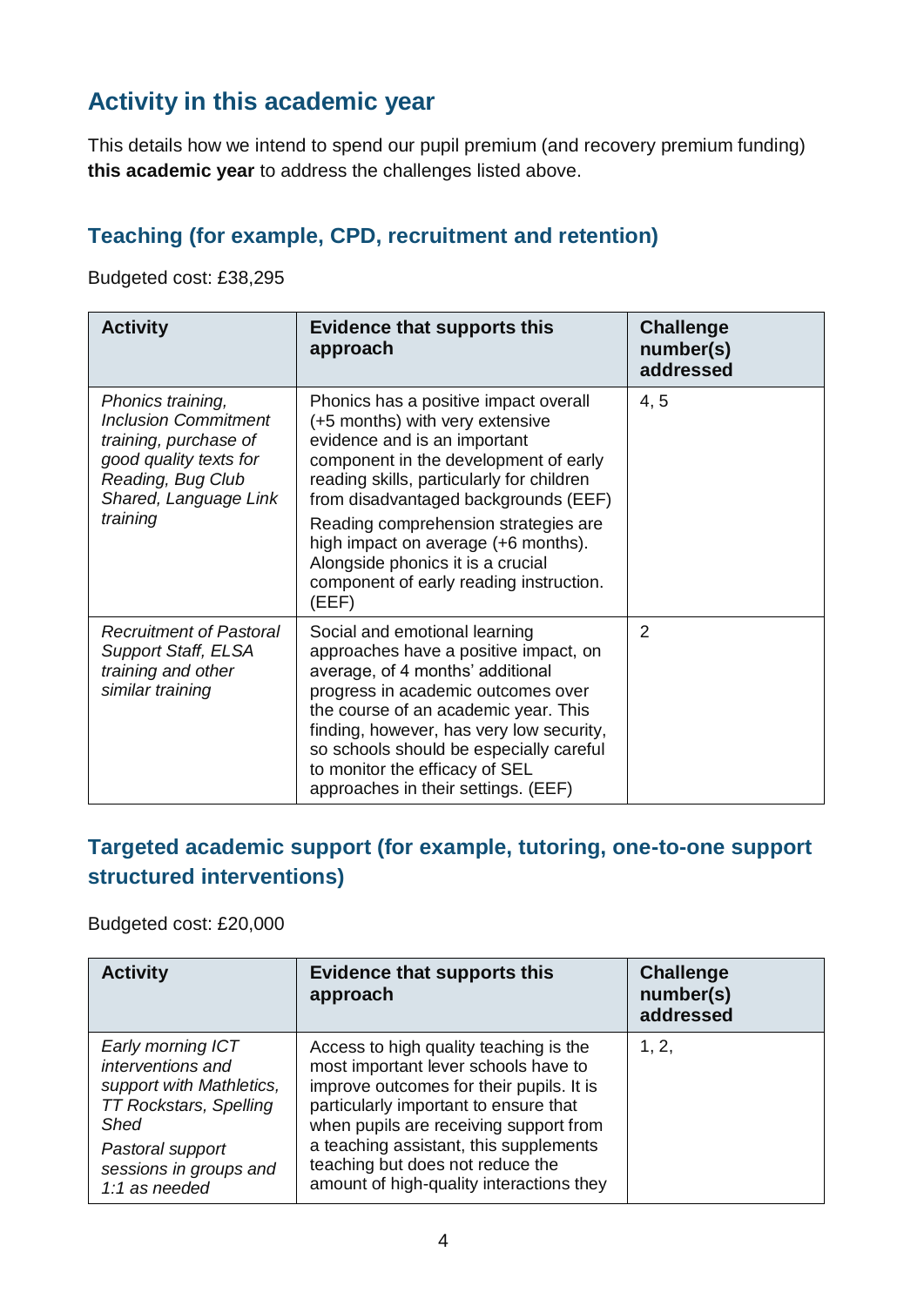## Activity in this academic year

This details how we intend to spend our pupil premium (and recovery premium funding) **this academic year** to address the challenges listed above.

### Teaching (for example, CPD, recruitment and retention)

Budgeted cost: £38,295

| Activity | Evidence that supports this approach | Challenge number(s) addressed |
|---|---|---|
| *Phonics training, Inclusion Commitment training, purchase of good quality texts for Reading, Bug Club Shared, Language Link training* | Phonics has a positive impact overall (+5 months) with very extensive evidence and is an important component in the development of early reading skills, particularly for children from disadvantaged backgrounds (EEF)<br>Reading comprehension strategies are high impact on average (+6 months). Alongside phonics it is a crucial component of early reading instruction. (EEF) | 4, 5 |
| *Recruitment of Pastoral Support Staff, ELSA training and other similar training* | Social and emotional learning approaches have a positive impact, on average, of 4 months' additional progress in academic outcomes over the course of an academic year. This finding, however, has very low security, so schools should be especially careful to monitor the efficacy of SEL approaches in their settings. (EEF) | 2 |

### Targeted academic support (for example, tutoring, one-to-one support structured interventions)

Budgeted cost: £20,000

| Activity | Evidence that supports this approach | Challenge number(s) addressed |
|---|---|---|
| *Early morning ICT interventions and support with Mathletics, TT Rockstars, Spelling Shed*<br>*Pastoral support sessions in groups and 1:1 as needed* | Access to high quality teaching is the most important lever schools have to improve outcomes for their pupils. It is particularly important to ensure that when pupils are receiving support from a teaching assistant, this supplements teaching but does not reduce the amount of high-quality interactions they | 1, 2, |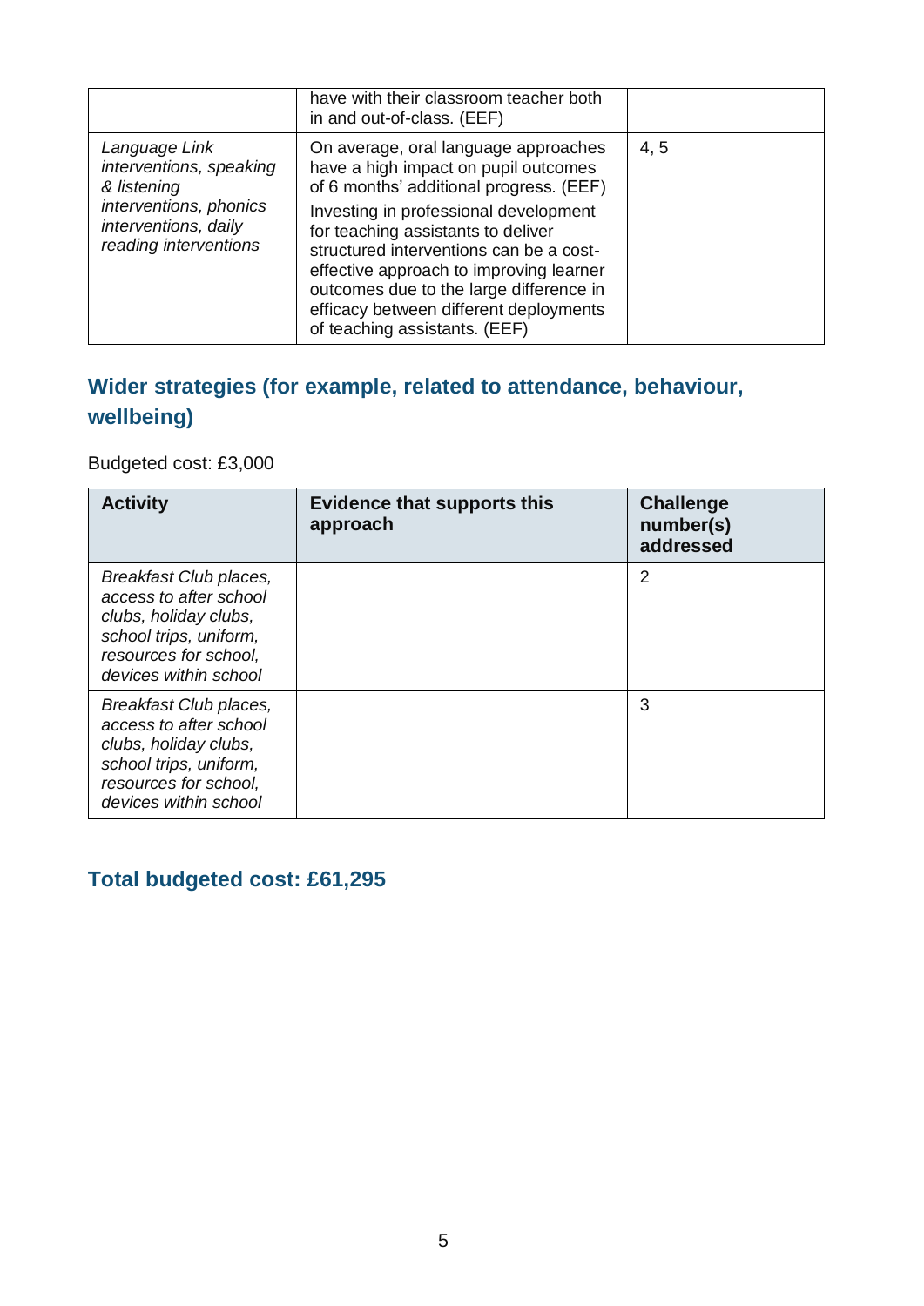|  |  |  |
|---|---|---|
|  | have with their classroom teacher both in and out-of-class. (EEF) |  |
| *Language Link interventions, speaking & listening interventions, phonics interventions, daily reading interventions* | On average, oral language approaches have a high impact on pupil outcomes of 6 months' additional progress. (EEF)<br>Investing in professional development for teaching assistants to deliver structured interventions can be a cost-effective approach to improving learner outcomes due to the large difference in efficacy between different deployments of teaching assistants. (EEF) | 4, 5 |

## Wider strategies (for example, related to attendance, behaviour, wellbeing)

Budgeted cost: £3,000

| Activity | Evidence that supports this approach | Challenge number(s) addressed |
|---|---|---|
| *Breakfast Club places, access to after school clubs, holiday clubs, school trips, uniform, resources for school, devices within school* |  | 2 |
| *Breakfast Club places, access to after school clubs, holiday clubs, school trips, uniform, resources for school, devices within school* |  | 3 |

## Total budgeted cost: £61,295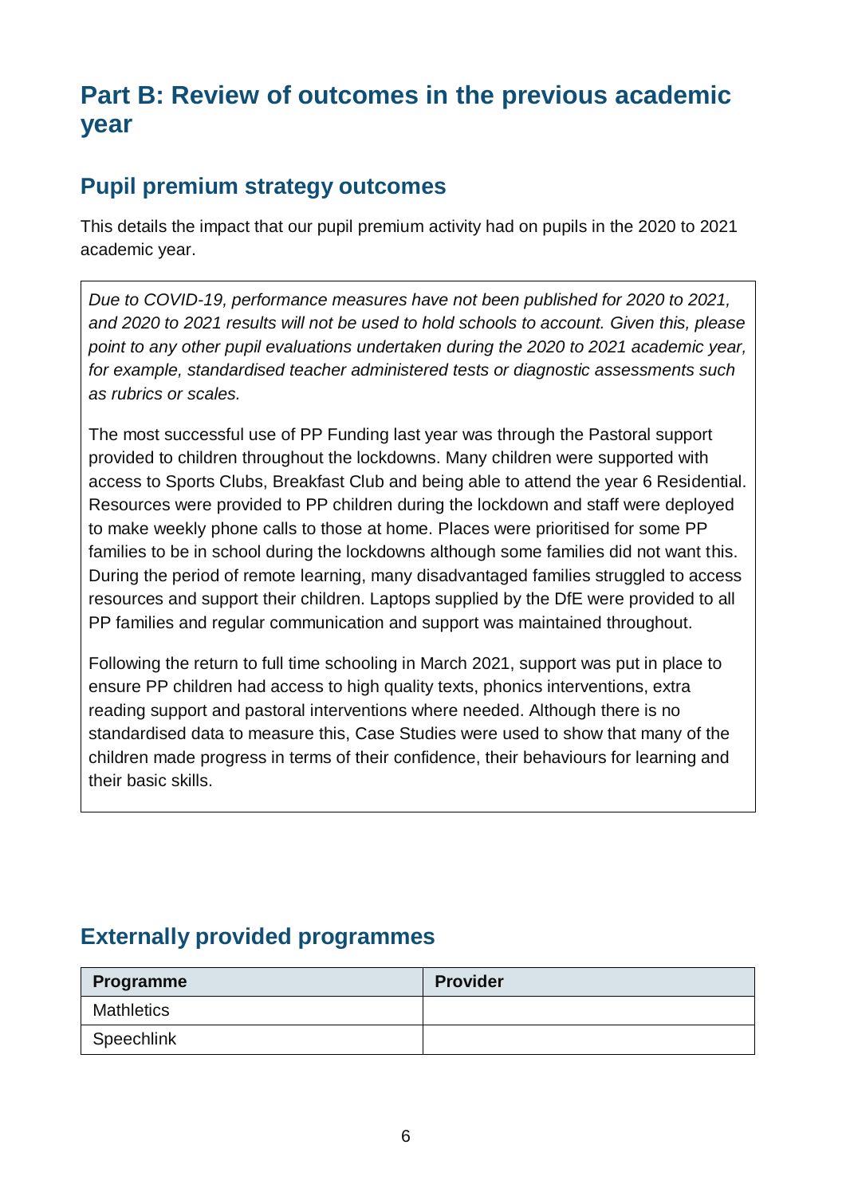# Part B: Review of outcomes in the previous academic year

## Pupil premium strategy outcomes

This details the impact that our pupil premium activity had on pupils in the 2020 to 2021 academic year.

*Due to COVID-19, performance measures have not been published for 2020 to 2021, and 2020 to 2021 results will not be used to hold schools to account. Given this, please point to any other pupil evaluations undertaken during the 2020 to 2021 academic year, for example, standardised teacher administered tests or diagnostic assessments such as rubrics or scales.*

The most successful use of PP Funding last year was through the Pastoral support provided to children throughout the lockdowns. Many children were supported with access to Sports Clubs, Breakfast Club and being able to attend the year 6 Residential. Resources were provided to PP children during the lockdown and staff were deployed to make weekly phone calls to those at home. Places were prioritised for some PP families to be in school during the lockdowns although some families did not want this. During the period of remote learning, many disadvantaged families struggled to access resources and support their children. Laptops supplied by the DfE were provided to all PP families and regular communication and support was maintained throughout.

Following the return to full time schooling in March 2021, support was put in place to ensure PP children had access to high quality texts, phonics interventions, extra reading support and pastoral interventions where needed. Although there is no standardised data to measure this, Case Studies were used to show that many of the children made progress in terms of their confidence, their behaviours for learning and their basic skills.

## Externally provided programmes

| Programme | Provider |
|---|---|
| Mathletics | |
| Speechlink | |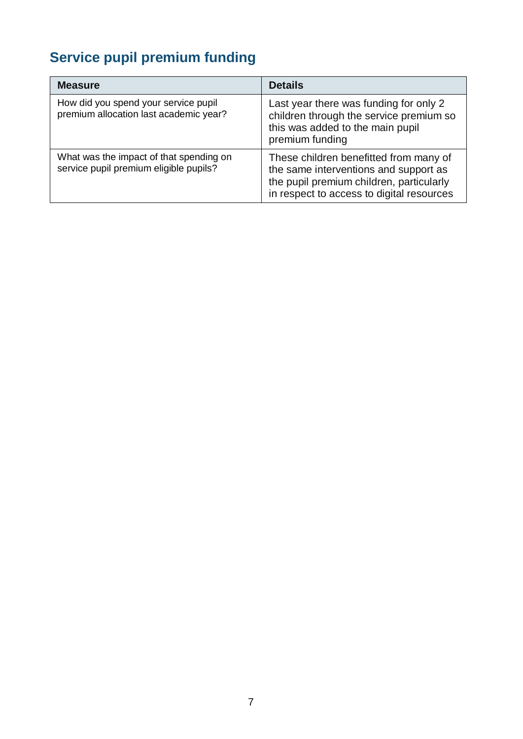## Service pupil premium funding

| Measure | Details |
|---|---|
| How did you spend your service pupil premium allocation last academic year? | Last year there was funding for only 2 children through the service premium so this was added to the main pupil premium funding |
| What was the impact of that spending on service pupil premium eligible pupils? | These children benefitted from many of the same interventions and support as the pupil premium children, particularly in respect to access to digital resources |